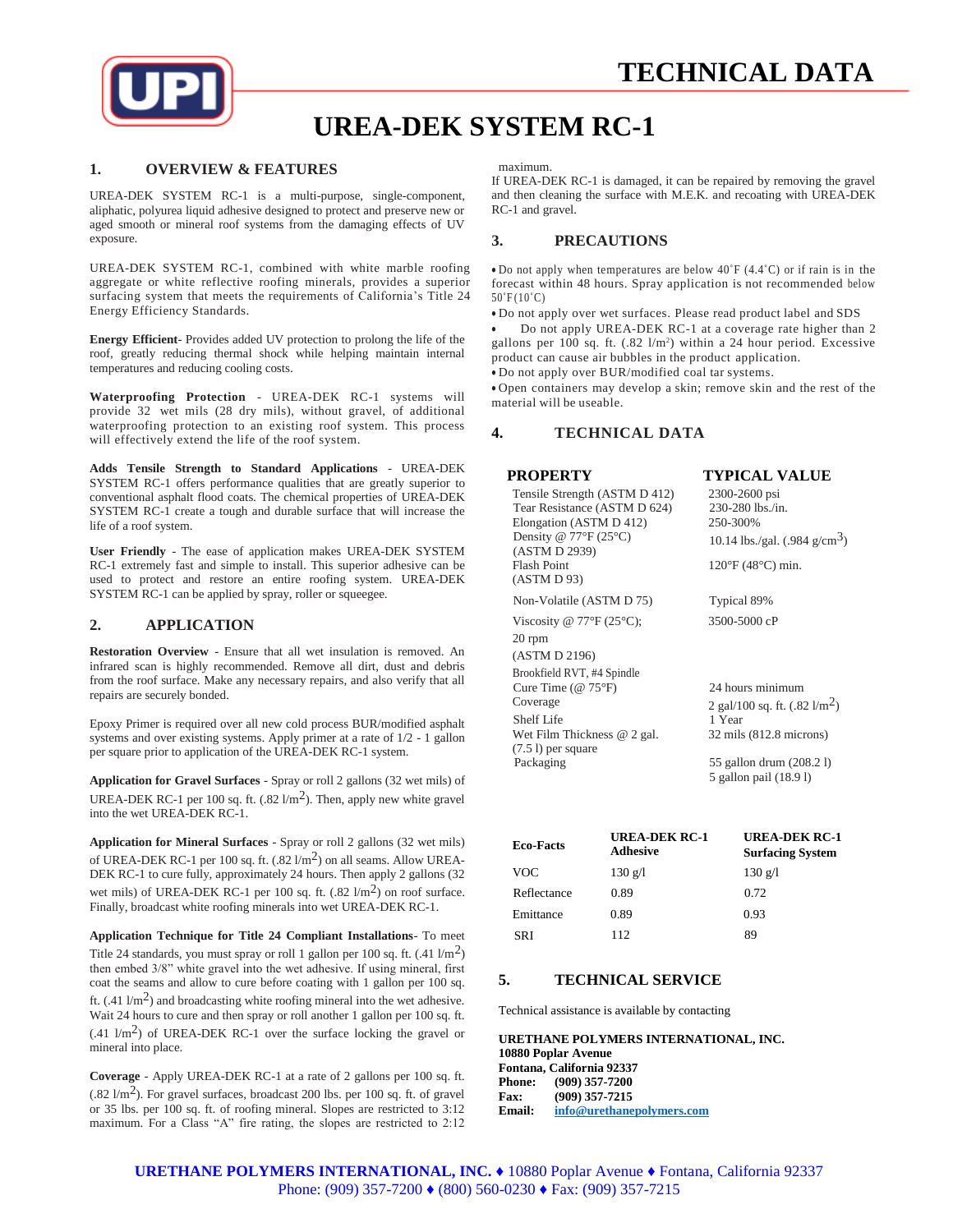# TECHNICAL DATA

# UREA-DEK SYSTEM RC-1

## 1. OVERVIEW & FEATURES

UREA-DEK SYSTEM RC-1 is a multi-purpose, single-component, aliphatic, polyurea liquid adhesive designed to protect and preserve new or aged smooth or mineral roof systems from the damaging effects of UV exposure.

UREA-DEK SYSTEM RC-1, combined with white marble roofing aggregate or white reflective roofing minerals, provides a superior surfacing system that meets the requirements of California's Title 24 Energy Efficiency Standards.

**Energy Efficient**- Provides added UV protection to prolong the life of the roof, greatly reducing thermal shock while helping maintain internal temperatures and reducing cooling costs.

**Waterproofing Protection** - UREA-DEK RC-1 systems will provide 32 wet mils (28 dry mils), without gravel, of additional waterproofing protection to an existing roof system. This process will effectively extend the life of the roof system.

**Adds Tensile Strength to Standard Applications** - UREA-DEK SYSTEM RC-1 offers performance qualities that are greatly superior to conventional asphalt flood coats. The chemical properties of UREA-DEK SYSTEM RC-1 create a tough and durable surface that will increase the life of a roof system.

**User Friendly** - The ease of application makes UREA-DEK SYSTEM RC-1 extremely fast and simple to install. This superior adhesive can be used to protect and restore an entire roofing system. UREA-DEK SYSTEM RC-1 can be applied by spray, roller or squeegee.

## 2. APPLICATION

**Restoration Overview** - Ensure that all wet insulation is removed. An infrared scan is highly recommended. Remove all dirt, dust and debris from the roof surface. Make any necessary repairs, and also verify that all repairs are securely bonded.

Epoxy Primer is required over all new cold process BUR/modified asphalt systems and over existing systems. Apply primer at a rate of 1/2 - 1 gallon per square prior to application of the UREA-DEK RC-1 system.

**Application for Gravel Surfaces** - Spray or roll 2 gallons (32 wet mils) of UREA-DEK RC-1 per 100 sq. ft. (.82 l/m$^2$). Then, apply new white gravel into the wet UREA-DEK RC-1.

**Application for Mineral Surfaces** - Spray or roll 2 gallons (32 wet mils) of UREA-DEK RC-1 per 100 sq. ft. (.82 l/m$^2$) on all seams. Allow UREA-DEK RC-1 to cure fully, approximately 24 hours. Then apply 2 gallons (32 wet mils) of UREA-DEK RC-1 per 100 sq. ft. (.82 l/m$^2$) on roof surface. Finally, broadcast white roofing minerals into wet UREA-DEK RC-1.

**Application Technique for Title 24 Compliant Installations**- To meet Title 24 standards, you must spray or roll 1 gallon per 100 sq. ft. (.41 l/m$^2$) then embed 3/8" white gravel into the wet adhesive. If using mineral, first coat the seams and allow to cure before coating with 1 gallon per 100 sq. ft. (.41 l/m$^2$) and broadcasting white roofing mineral into the wet adhesive. Wait 24 hours to cure and then spray or roll another 1 gallon per 100 sq. ft. (.41 l/m$^2$) of UREA-DEK RC-1 over the surface locking the gravel or mineral into place.

**Coverage** - Apply UREA-DEK RC-1 at a rate of 2 gallons per 100 sq. ft. (.82 l/m$^2$). For gravel surfaces, broadcast 200 lbs. per 100 sq. ft. of gravel or 35 lbs. per 100 sq. ft. of roofing mineral. Slopes are restricted to 3:12 maximum. For a Class "A" fire rating, the slopes are restricted to 2:12 maximum.

If UREA-DEK RC-1 is damaged, it can be repaired by removing the gravel and then cleaning the surface with M.E.K. and recoating with UREA-DEK RC-1 and gravel.

## 3. PRECAUTIONS

- Do not apply when temperatures are below 40˚F (4.4˚C) or if rain is in the forecast within 48 hours. Spray application is not recommended below 50˚F (10˚C)
- Do not apply over wet surfaces. Please read product label and SDS
- Do not apply UREA-DEK RC-1 at a coverage rate higher than 2 gallons per 100 sq. ft. (.82 l/m$^2$) within a 24 hour period. Excessive product can cause air bubbles in the product application.
- Do not apply over BUR/modified coal tar systems.
- Open containers may develop a skin; remove skin and the rest of the material will be useable.

## 4. TECHNICAL DATA

| PROPERTY | TYPICAL VALUE |
|---|---|
| Tensile Strength (ASTM D 412) | 2300-2600 psi |
| Tear Resistance (ASTM D 624) | 230-280 lbs./in. |
| Elongation (ASTM D 412) | 250-300% |
| Density @ 77°F (25°C) (ASTM D 2939) | 10.14 lbs./gal. (.984 g/cm$^3$) |
| Flash Point (ASTM D 93) | 120°F (48°C) min. |
| Non-Volatile (ASTM D 75) | Typical 89% |
| Viscosity @ 77°F (25°C); 20 rpm (ASTM D 2196) Brookfield RVT, #4 Spindle | 3500-5000 cP |
| Cure Time (@ 75°F) | 24 hours minimum |
| Coverage | 2 gal/100 sq. ft. (.82 l/m$^2$) |
| Shelf Life | 1 Year |
| Wet Film Thickness @ 2 gal. (7.5 l) per square | 32 mils (812.8 microns) |
| Packaging | 55 gallon drum (208.2 l)<br>5 gallon pail (18.9 l) |

| Eco-Facts | UREA-DEK RC-1 Adhesive | UREA-DEK RC-1 Surfacing System |
|---|---|---|
| VOC | 130 g/l | 130 g/l |
| Reflectance | 0.89 | 0.72 |
| Emittance | 0.89 | 0.93 |
| SRI | 112 | 89 |

## 5. TECHNICAL SERVICE

Technical assistance is available by contacting

**URETHANE POLYMERS INTERNATIONAL, INC.**
**10880 Poplar Avenue**
**Fontana, California 92337**
**Phone:** (909) 357-7200
**Fax:** (909) 357-7215
**Email:** info@urethanepolymers.com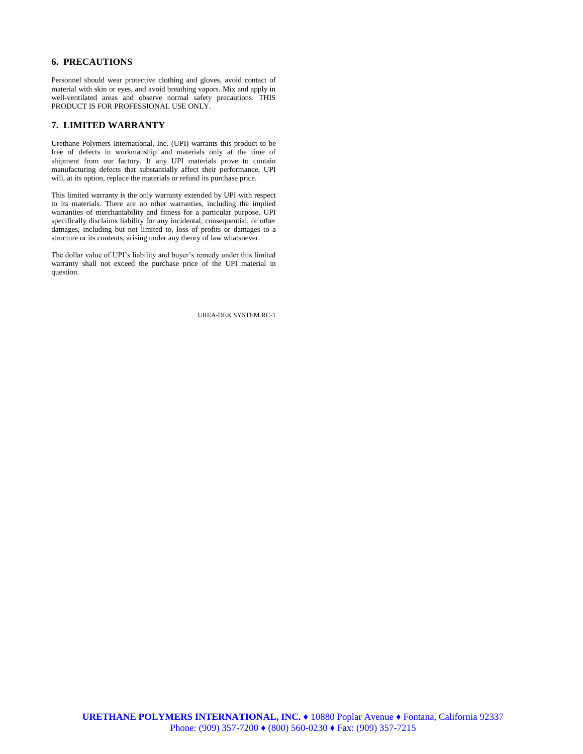## 6. PRECAUTIONS

Personnel should wear protective clothing and gloves, avoid contact of material with skin or eyes, and avoid breathing vapors. Mix and apply in well-ventilated areas and observe normal safety precautions. THIS PRODUCT IS FOR PROFESSIONAL USE ONLY.

## 7. LIMITED WARRANTY

Urethane Polymers International, Inc. (UPI) warrants this product to be free of defects in workmanship and materials only at the time of shipment from our factory. If any UPI materials prove to contain manufacturing defects that substantially affect their performance, UPI will, at its option, replace the materials or refund its purchase price.

This limited warranty is the only warranty extended by UPI with respect to its materials. There are no other warranties, including the implied warranties of merchantability and fitness for a particular purpose. UPI specifically disclaims liability for any incidental, consequential, or other damages, including but not limited to, loss of profits or damages to a structure or its contents, arising under any theory of law whatsoever.

The dollar value of UPI's liability and buyer's remedy under this limited warranty shall not exceed the purchase price of the UPI material in question.

UREA-DEK SYSTEM RC-1

**URETHANE POLYMERS INTERNATIONAL, INC.** ♦ 10880 Poplar Avenue ♦ Fontana, California 92337
Phone: (909) 357-7200 ♦ (800) 560-0230 ♦ Fax: (909) 357-7215